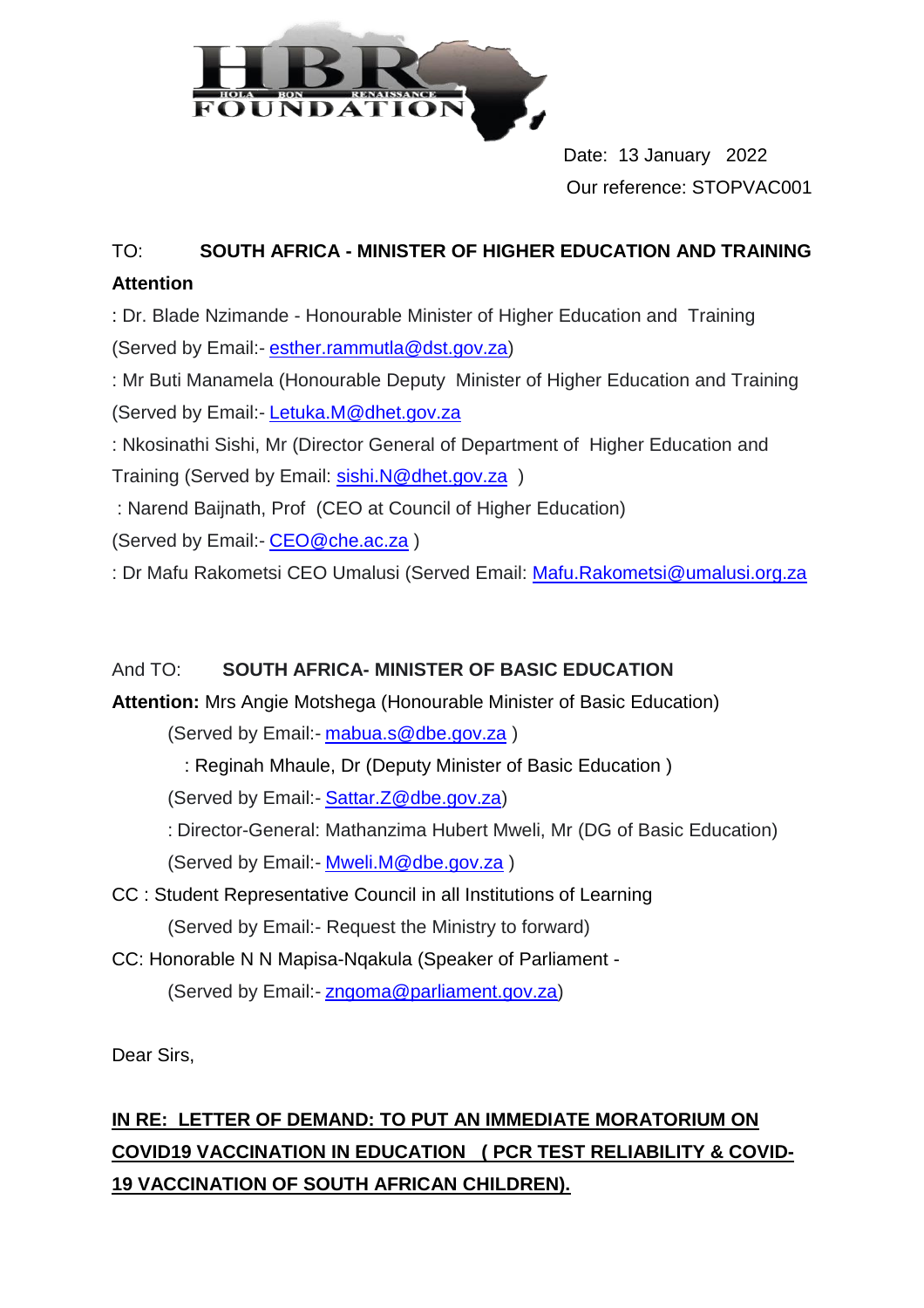Date: 13 January 2022

Our reference: STOPVAC001

TO: **SOUTH AFRICA - MINISTER OF HIGHER EDUCATION AND TRAINING**

**Attention**

: Dr. Blade Nzimande - Honourable Minister of Higher Education and Training (Served by Email:- esther.rammutla@dst.gov.za)

: Mr Buti Manamela (Honourable Deputy Minister of Higher Education and Training (Served by Email:- Letuka.M@dhet.gov.za

: Nkosinathi Sishi, Mr (Director General of Department of Higher Education and Training (Served by Email: sishi.N@dhet.gov.za )

: Narend Baijnath, Prof (CEO at Council of Higher Education) (Served by Email:- CEO@che.ac.za )

: Dr Mafu Rakometsi CEO Umalusi (Served Email: Mafu.Rakometsi@umalusi.org.za

And TO: **SOUTH AFRICA- MINISTER OF BASIC EDUCATION**

**Attention:** Mrs Angie Motshega (Honourable Minister of Basic Education)

(Served by Email:- mabua.s@dbe.gov.za )

: Reginah Mhaule, Dr (Deputy Minister of Basic Education )

(Served by Email:- Sattar.Z@dbe.gov.za)

: Director-General: Mathanzima Hubert Mweli, Mr (DG of Basic Education)

(Served by Email:- Mweli.M@dbe.gov.za )

CC : Student Representative Council in all Institutions of Learning

(Served by Email:- Request the Ministry to forward)

CC: Honorable N N Mapisa-Nqakula (Speaker of Parliament -

(Served by Email:- zngoma@parliament.gov.za)

Dear Sirs,

**IN RE: LETTER OF DEMAND: TO PUT AN IMMEDIATE MORATORIUM ON COVID19 VACCINATION IN EDUCATION ( PCR TEST RELIABILITY & COVID-19 VACCINATION OF SOUTH AFRICAN CHILDREN).**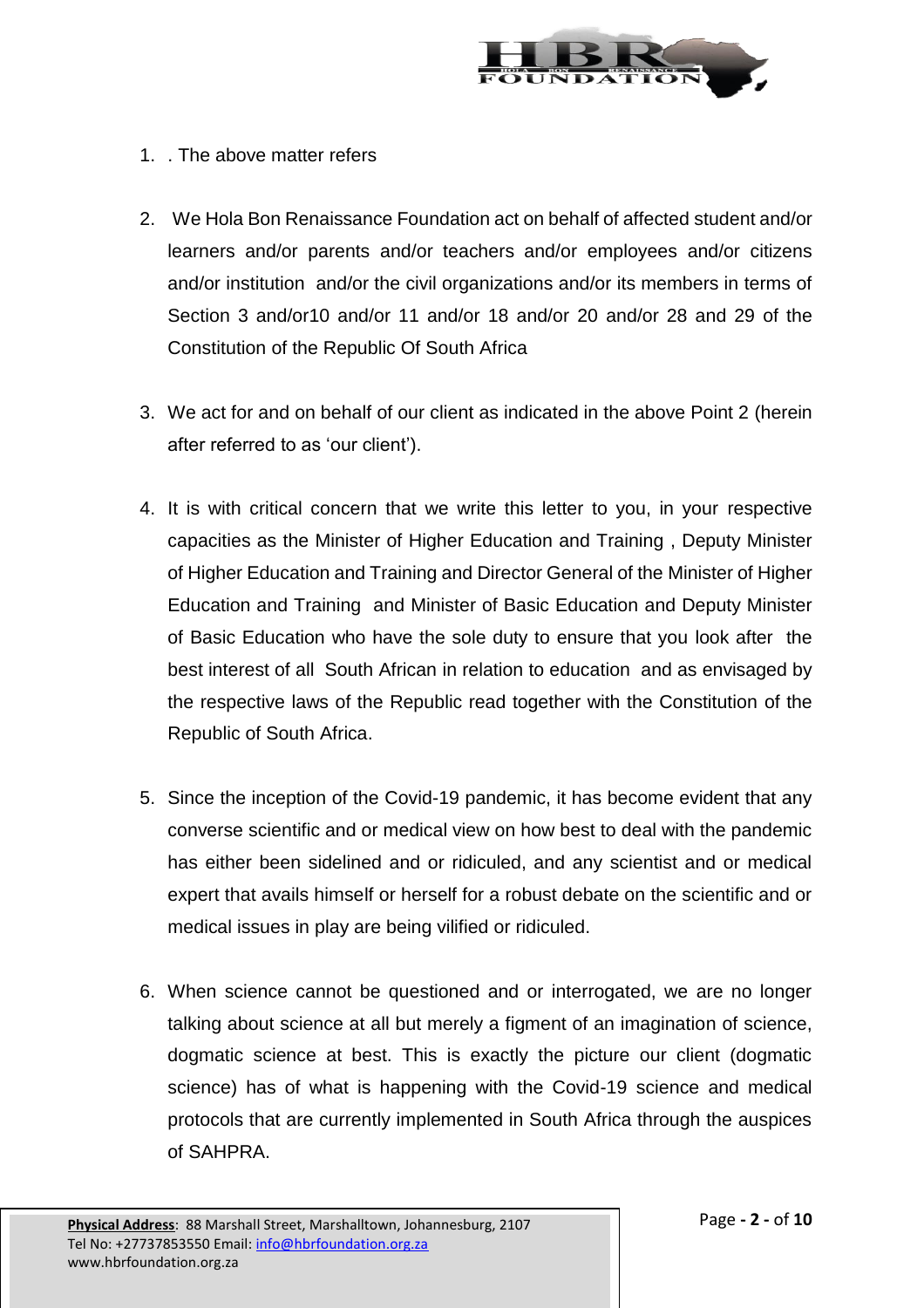1. . The above matter refers

2. We Hola Bon Renaissance Foundation act on behalf of affected student and/or learners and/or parents and/or teachers and/or employees and/or citizens and/or institution and/or the civil organizations and/or its members in terms of Section 3 and/or10 and/or 11 and/or 18 and/or 20 and/or 28 and 29 of the Constitution of the Republic Of South Africa

3. We act for and on behalf of our client as indicated in the above Point 2 (herein after referred to as 'our client').

4. It is with critical concern that we write this letter to you, in your respective capacities as the Minister of Higher Education and Training , Deputy Minister of Higher Education and Training and Director General of the Minister of Higher Education and Training and Minister of Basic Education and Deputy Minister of Basic Education who have the sole duty to ensure that you look after the best interest of all South African in relation to education and as envisaged by the respective laws of the Republic read together with the Constitution of the Republic of South Africa.

5. Since the inception of the Covid-19 pandemic, it has become evident that any converse scientific and or medical view on how best to deal with the pandemic has either been sidelined and or ridiculed, and any scientist and or medical expert that avails himself or herself for a robust debate on the scientific and or medical issues in play are being vilified or ridiculed.

6. When science cannot be questioned and or interrogated, we are no longer talking about science at all but merely a figment of an imagination of science, dogmatic science at best. This is exactly the picture our client (dogmatic science) has of what is happening with the Covid-19 science and medical protocols that are currently implemented in South Africa through the auspices of SAHPRA.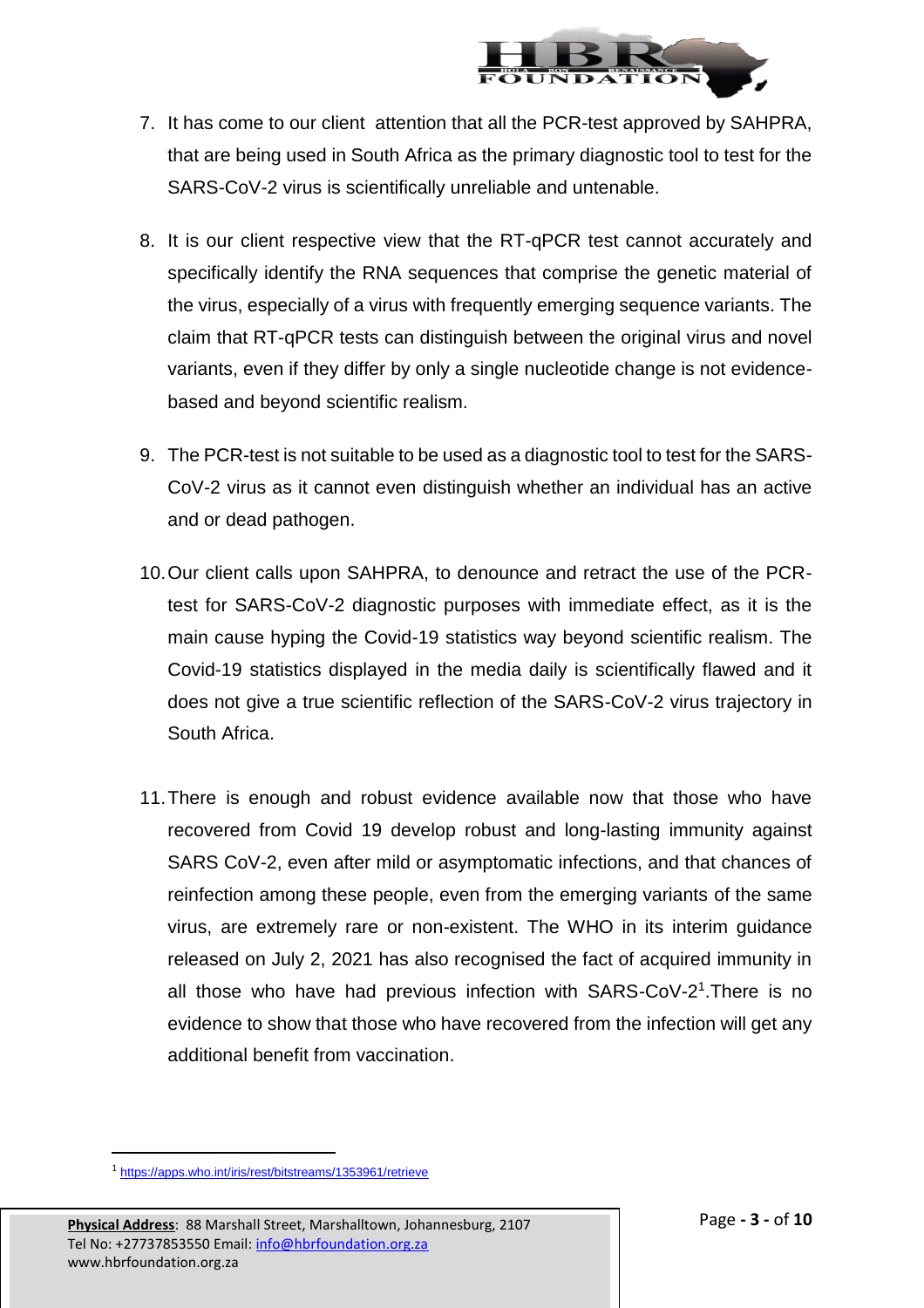7. It has come to our client  attention that all the PCR-test approved by SAHPRA, that are being used in South Africa as the primary diagnostic tool to test for the SARS-CoV-2 virus is scientifically unreliable and untenable.

8. It is our client respective view that the RT-qPCR test cannot accurately and specifically identify the RNA sequences that comprise the genetic material of the virus, especially of a virus with frequently emerging sequence variants. The claim that RT-qPCR tests can distinguish between the original virus and novel variants, even if they differ by only a single nucleotide change is not evidence-based and beyond scientific realism.

9. The PCR-test is not suitable to be used as a diagnostic tool to test for the SARS-CoV-2 virus as it cannot even distinguish whether an individual has an active and or dead pathogen.

10. Our client calls upon SAHPRA, to denounce and retract the use of the PCR-test for SARS-CoV-2 diagnostic purposes with immediate effect, as it is the main cause hyping the Covid-19 statistics way beyond scientific realism. The Covid-19 statistics displayed in the media daily is scientifically flawed and it does not give a true scientific reflection of the SARS-CoV-2 virus trajectory in South Africa.

11. There is enough and robust evidence available now that those who have recovered from Covid 19 develop robust and long-lasting immunity against SARS CoV-2, even after mild or asymptomatic infections, and that chances of reinfection among these people, even from the emerging variants of the same virus, are extremely rare or non-existent. The WHO in its interim guidance released on July 2, 2021 has also recognised the fact of acquired immunity in all those who have had previous infection with SARS-CoV-2[1].There is no evidence to show that those who have recovered from the infection will get any additional benefit from vaccination.

---

[1] https://apps.who.int/iris/rest/bitstreams/1353961/retrieve

**Physical Address**: 88 Marshall Street, Marshalltown, Johannesburg, 2107
Tel No: +27737853550 Email: info@hbrfoundation.org.za
www.hbrfoundation.org.za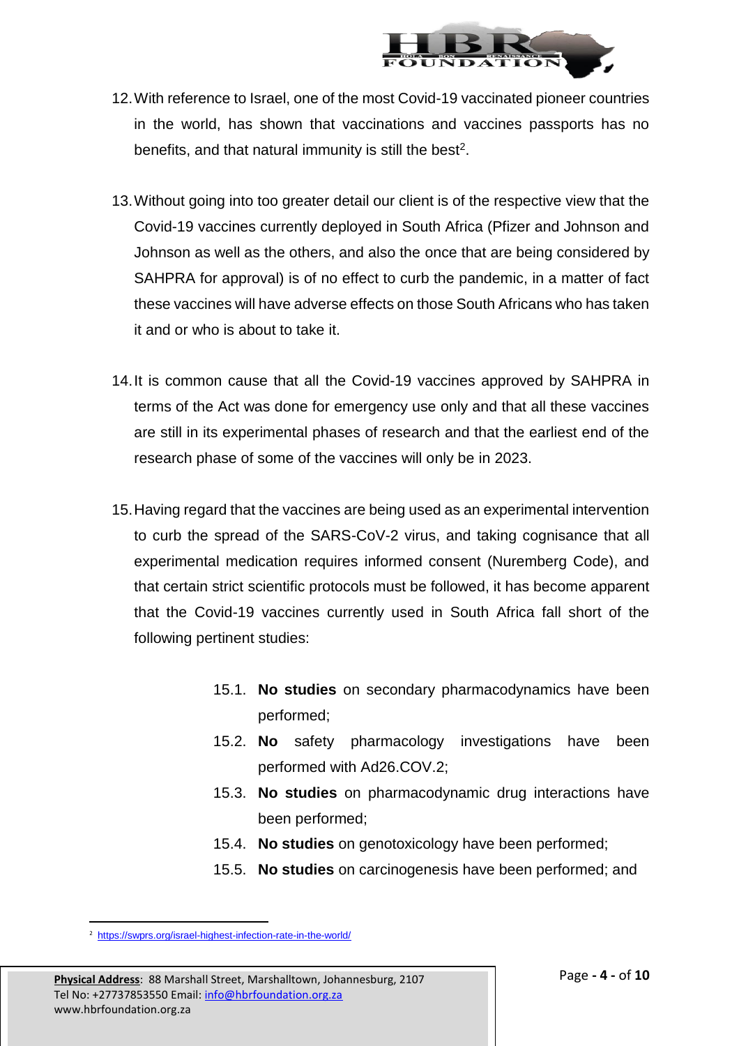12. With reference to Israel, one of the most Covid-19 vaccinated pioneer countries in the world, has shown that vaccinations and vaccines passports has no benefits, and that natural immunity is still the best[2].

13. Without going into too greater detail our client is of the respective view that the Covid-19 vaccines currently deployed in South Africa (Pfizer and Johnson and Johnson as well as the others, and also the once that are being considered by SAHPRA for approval) is of no effect to curb the pandemic, in a matter of fact these vaccines will have adverse effects on those South Africans who has taken it and or who is about to take it.

14. It is common cause that all the Covid-19 vaccines approved by SAHPRA in terms of the Act was done for emergency use only and that all these vaccines are still in its experimental phases of research and that the earliest end of the research phase of some of the vaccines will only be in 2023.

15. Having regard that the vaccines are being used as an experimental intervention to curb the spread of the SARS-CoV-2 virus, and taking cognisance that all experimental medication requires informed consent (Nuremberg Code), and that certain strict scientific protocols must be followed, it has become apparent that the Covid-19 vaccines currently used in South Africa fall short of the following pertinent studies:

    15.1. **No studies** on secondary pharmacodynamics have been performed;
    15.2. **No** safety pharmacology investigations have been performed with Ad26.COV.2;
    15.3. **No studies** on pharmacodynamic drug interactions have been performed;
    15.4. **No studies** on genotoxicology have been performed;
    15.5. **No studies** on carcinogenesis have been performed; and

[2] https://swprs.org/israel-highest-infection-rate-in-the-world/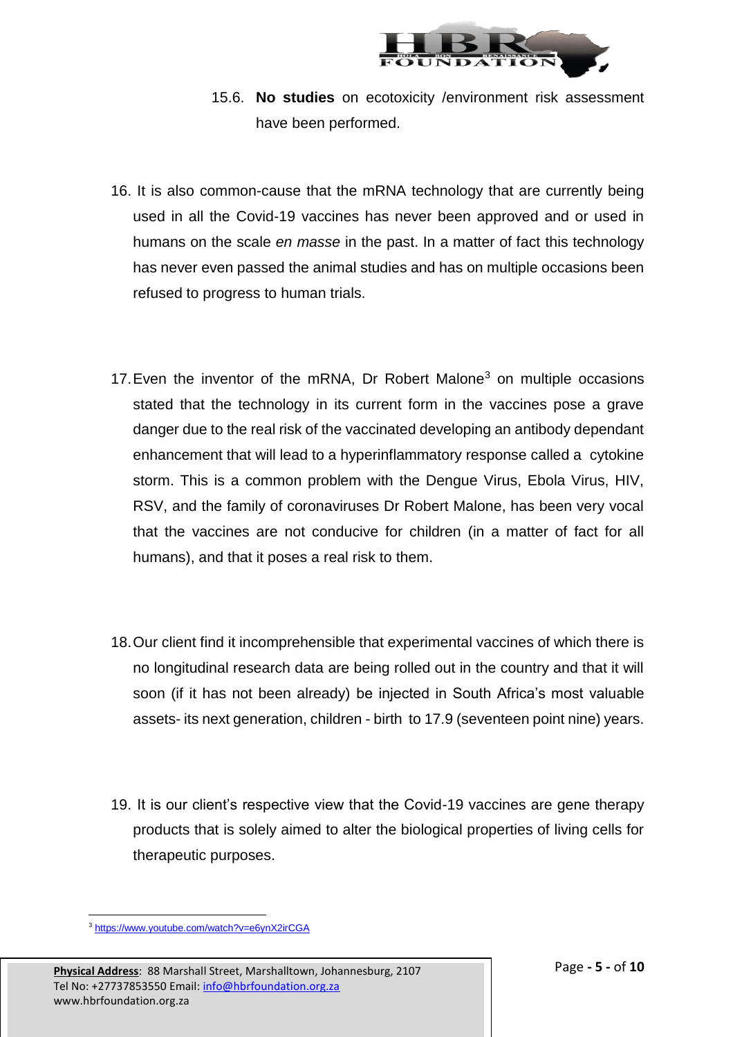15.6. **No studies** on ecotoxicity /environment risk assessment have been performed.

16. It is also common-cause that the mRNA technology that are currently being used in all the Covid-19 vaccines has never been approved and or used in humans on the scale *en masse* in the past. In a matter of fact this technology has never even passed the animal studies and has on multiple occasions been refused to progress to human trials.

17. Even the inventor of the mRNA, Dr Robert Malone[3] on multiple occasions stated that the technology in its current form in the vaccines pose a grave danger due to the real risk of the vaccinated developing an antibody dependant enhancement that will lead to a hyperinflammatory response called a cytokine storm. This is a common problem with the Dengue Virus, Ebola Virus, HIV, RSV, and the family of coronaviruses Dr Robert Malone, has been very vocal that the vaccines are not conducive for children (in a matter of fact for all humans), and that it poses a real risk to them.

18. Our client find it incomprehensible that experimental vaccines of which there is no longitudinal research data are being rolled out in the country and that it will soon (if it has not been already) be injected in South Africa's most valuable assets- its next generation, children - birth to 17.9 (seventeen point nine) years.

19. It is our client's respective view that the Covid-19 vaccines are gene therapy products that is solely aimed to alter the biological properties of living cells for therapeutic purposes.

---

[3] https://www.youtube.com/watch?v=e6ynX2irCGA

**Physical Address**: 88 Marshall Street, Marshalltown, Johannesburg, 2107
Tel No: +27737853550 Email: info@hbrfoundation.org.za
www.hbrfoundation.org.za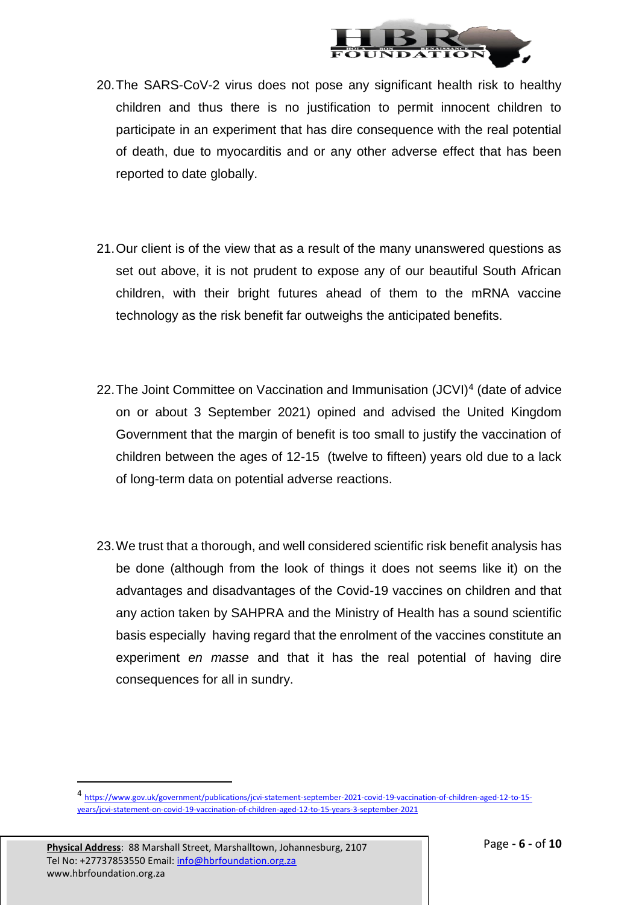20. The SARS-CoV-2 virus does not pose any significant health risk to healthy children and thus there is no justification to permit innocent children to participate in an experiment that has dire consequence with the real potential of death, due to myocarditis and or any other adverse effect that has been reported to date globally.

21. Our client is of the view that as a result of the many unanswered questions as set out above, it is not prudent to expose any of our beautiful South African children, with their bright futures ahead of them to the mRNA vaccine technology as the risk benefit far outweighs the anticipated benefits.

22. The Joint Committee on Vaccination and Immunisation (JCVI)[4] (date of advice on or about 3 September 2021) opined and advised the United Kingdom Government that the margin of benefit is too small to justify the vaccination of children between the ages of 12-15 (twelve to fifteen) years old due to a lack of long-term data on potential adverse reactions.

23. We trust that a thorough, and well considered scientific risk benefit analysis has be done (although from the look of things it does not seems like it) on the advantages and disadvantages of the Covid-19 vaccines on children and that any action taken by SAHPRA and the Ministry of Health has a sound scientific basis especially having regard that the enrolment of the vaccines constitute an experiment *en masse* and that it has the real potential of having dire consequences for all in sundry.

---

[4] https://www.gov.uk/government/publications/jcvi-statement-september-2021-covid-19-vaccination-of-children-aged-12-to-15-years/jcvi-statement-on-covid-19-vaccination-of-children-aged-12-to-15-years-3-september-2021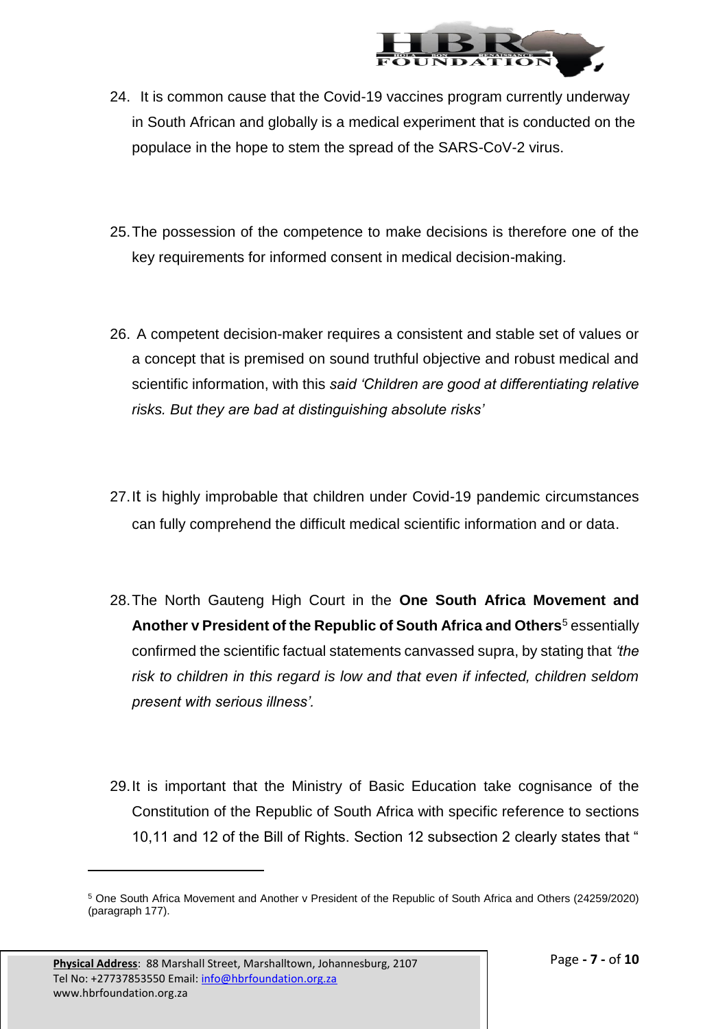24. It is common cause that the Covid-19 vaccines program currently underway in South African and globally is a medical experiment that is conducted on the populace in the hope to stem the spread of the SARS-CoV-2 virus.

25. The possession of the competence to make decisions is therefore one of the key requirements for informed consent in medical decision-making.

26. A competent decision-maker requires a consistent and stable set of values or a concept that is premised on sound truthful objective and robust medical and scientific information, with this *said 'Children are good at differentiating relative risks. But they are bad at distinguishing absolute risks'*

27. It is highly improbable that children under Covid-19 pandemic circumstances can fully comprehend the difficult medical scientific information and or data.

28. The North Gauteng High Court in the **One South Africa Movement and Another v President of the Republic of South Africa and Others**[5] essentially confirmed the scientific factual statements canvassed supra, by stating that *'the risk to children in this regard is low and that even if infected, children seldom present with serious illness'.*

29. It is important that the Ministry of Basic Education take cognisance of the Constitution of the Republic of South Africa with specific reference to sections 10,11 and 12 of the Bill of Rights. Section 12 subsection 2 clearly states that "

---

[5] One South Africa Movement and Another v President of the Republic of South Africa and Others (24259/2020) (paragraph 177).

**Physical Address**: 88 Marshall Street, Marshalltown, Johannesburg, 2107
Tel No: +27737853550 Email: info@hbrfoundation.org.za
www.hbrfoundation.org.za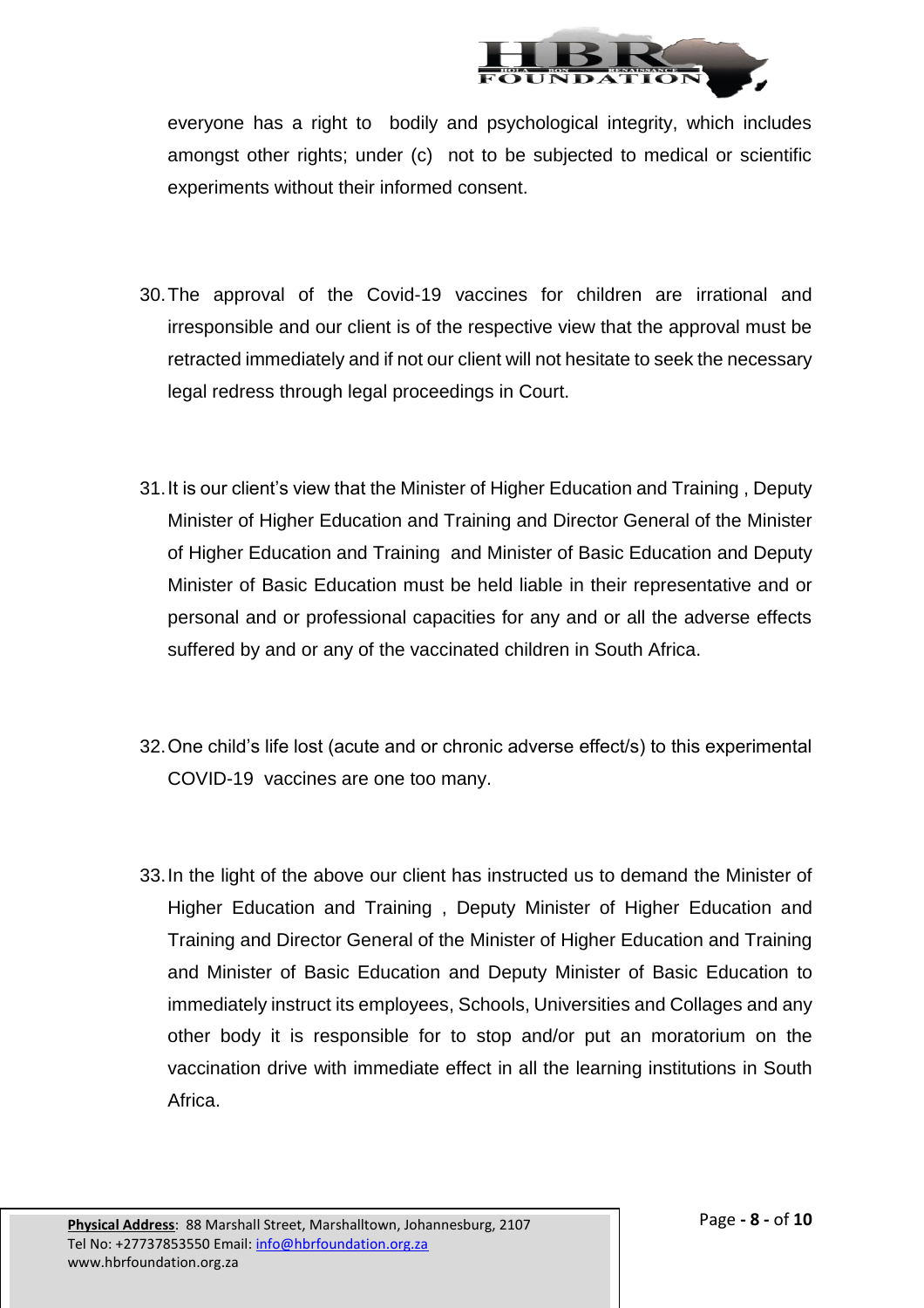everyone has a right to bodily and psychological integrity, which includes amongst other rights; under (c) not to be subjected to medical or scientific experiments without their informed consent.

30. The approval of the Covid-19 vaccines for children are irrational and irresponsible and our client is of the respective view that the approval must be retracted immediately and if not our client will not hesitate to seek the necessary legal redress through legal proceedings in Court.

31. It is our client's view that the Minister of Higher Education and Training , Deputy Minister of Higher Education and Training and Director General of the Minister of Higher Education and Training and Minister of Basic Education and Deputy Minister of Basic Education must be held liable in their representative and or personal and or professional capacities for any and or all the adverse effects suffered by and or any of the vaccinated children in South Africa.

32. One child's life lost (acute and or chronic adverse effect/s) to this experimental COVID-19 vaccines are one too many.

33. In the light of the above our client has instructed us to demand the Minister of Higher Education and Training , Deputy Minister of Higher Education and Training and Director General of the Minister of Higher Education and Training and Minister of Basic Education and Deputy Minister of Basic Education to immediately instruct its employees, Schools, Universities and Collages and any other body it is responsible for to stop and/or put an moratorium on the vaccination drive with immediate effect in all the learning institutions in South Africa.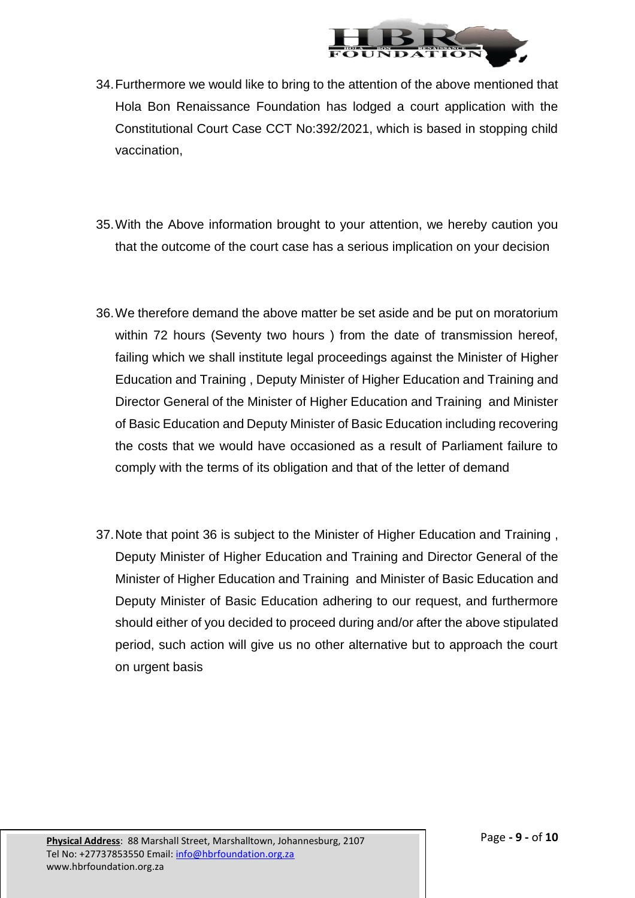34. Furthermore we would like to bring to the attention of the above mentioned that Hola Bon Renaissance Foundation has lodged a court application with the Constitutional Court Case CCT No:392/2021, which is based in stopping child vaccination,

35. With the Above information brought to your attention, we hereby caution you that the outcome of the court case has a serious implication on your decision

36. We therefore demand the above matter be set aside and be put on moratorium within 72 hours (Seventy two hours ) from the date of transmission hereof, failing which we shall institute legal proceedings against the Minister of Higher Education and Training , Deputy Minister of Higher Education and Training and Director General of the Minister of Higher Education and Training and Minister of Basic Education and Deputy Minister of Basic Education including recovering the costs that we would have occasioned as a result of Parliament failure to comply with the terms of its obligation and that of the letter of demand

37. Note that point 36 is subject to the Minister of Higher Education and Training , Deputy Minister of Higher Education and Training and Director General of the Minister of Higher Education and Training and Minister of Basic Education and Deputy Minister of Basic Education adhering to our request, and furthermore should either of you decided to proceed during and/or after the above stipulated period, such action will give us no other alternative but to approach the court on urgent basis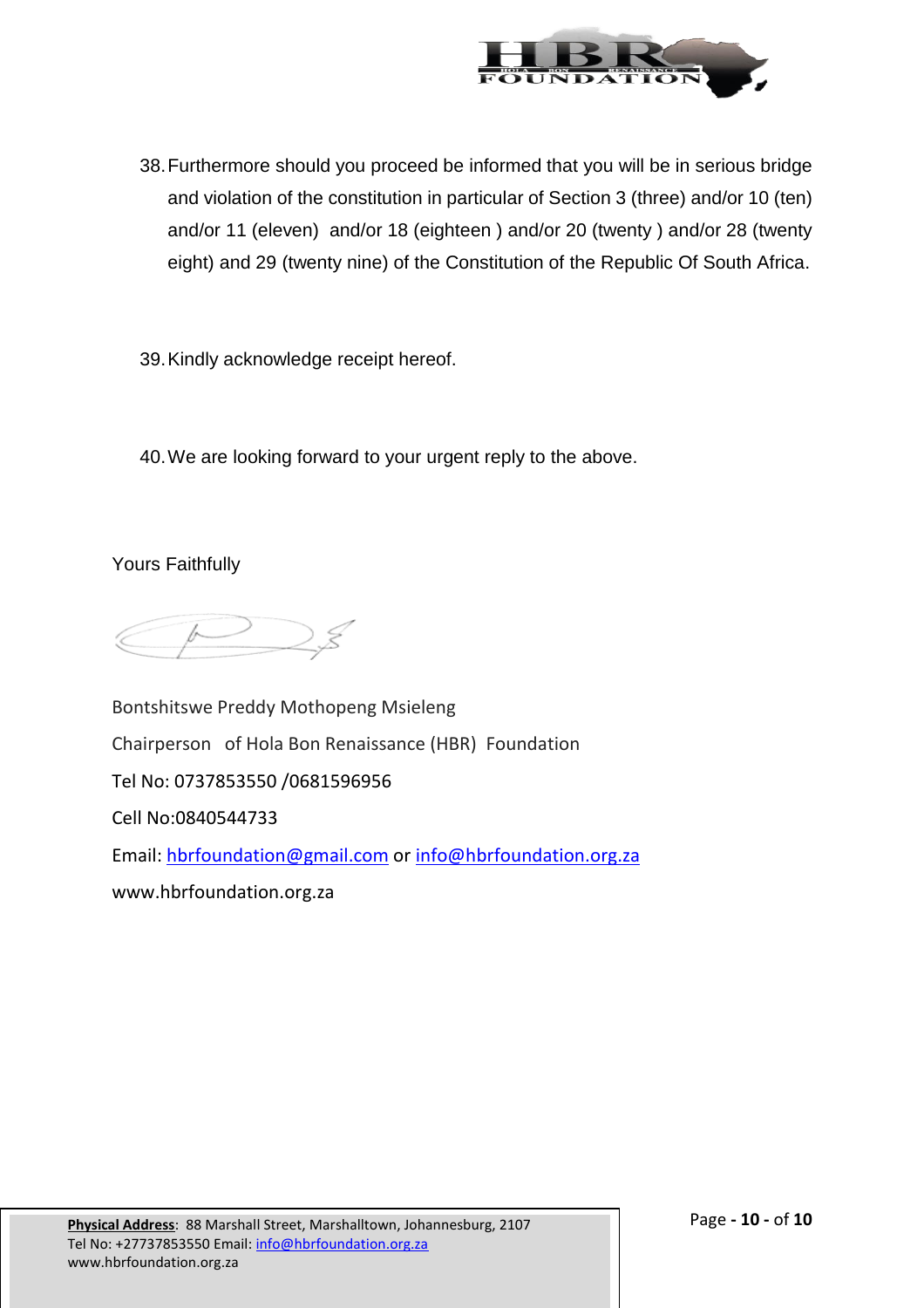38. Furthermore should you proceed be informed that you will be in serious bridge and violation of the constitution in particular of Section 3 (three) and/or 10 (ten) and/or 11 (eleven) and/or 18 (eighteen ) and/or 20 (twenty ) and/or 28 (twenty eight) and 29 (twenty nine) of the Constitution of the Republic Of South Africa.

39. Kindly acknowledge receipt hereof.

40. We are looking forward to your urgent reply to the above.

Yours Faithfully

Bontshitswe Preddy Mothopeng Msieleng

Chairperson of Hola Bon Renaissance (HBR) Foundation

Tel No: 0737853550 /0681596956

Cell No:0840544733

Email: hbrfoundation@gmail.com or info@hbrfoundation.org.za

www.hbrfoundation.org.za